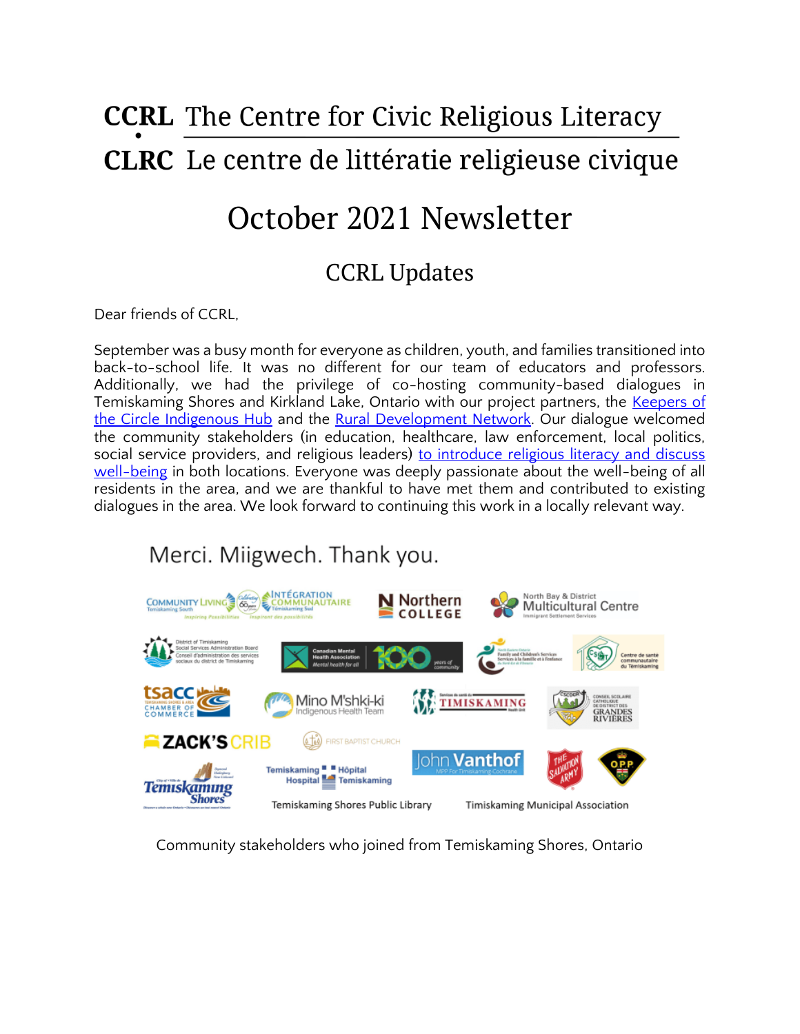# CCRL The Centre for Civic Religious Literacy
# CLRC Le centre de littératie religieuse civique

# October 2021 Newsletter

## CCRL Updates

Dear friends of CCRL,

September was a busy month for everyone as children, youth, and families transitioned into back-to-school life. It was no different for our team of educators and professors. Additionally, we had the privilege of co-hosting community-based dialogues in Temiskaming Shores and Kirkland Lake, Ontario with our project partners, the Keepers of the Circle Indigenous Hub and the Rural Development Network. Our dialogue welcomed the community stakeholders (in education, healthcare, law enforcement, local politics, social service providers, and religious leaders) to introduce religious literacy and discuss well-being in both locations. Everyone was deeply passionate about the well-being of all residents in the area, and we are thankful to have met them and contributed to existing dialogues in the area. We look forward to continuing this work in a locally relevant way.

Merci. Miigwech. Thank you.

Community Living Temiskaming South · Intégration Communautaire Témiskaming Sud · Northern College · North Bay & District Multicultural Centre · District of Temiskaming Social Services Administration Board · Canadian Mental Health Association · North Eastern Ontario Family and Children's Services · Centre de santé communautaire du Témiskaming · TSACC Temiskaming Shores & Area Chamber of Commerce · Mino M'shki-ki Indigenous Health Team · Timiskaming Health Unit · CSCDGR Grandes Rivières · Zack's Crib · First Baptist Church · John Vanthof MPP For Timiskaming-Cochrane · The Salvation Army · OPP · City of Temiskaming Shores · Temiskaming Hospital / Hôpital Temiskaming · Temiskaming Shores Public Library · Timiskaming Municipal Association

Community stakeholders who joined from Temiskaming Shores, Ontario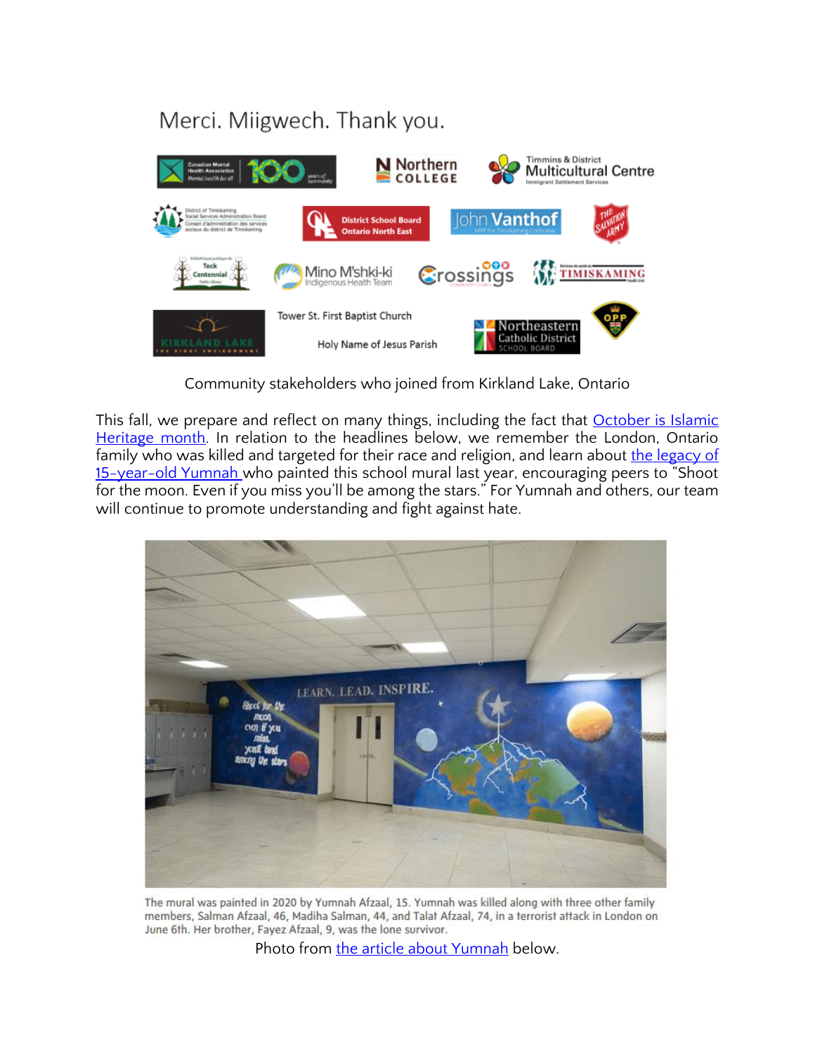## Merci. Miigwech. Thank you.

Community stakeholders who joined from Kirkland Lake, Ontario

This fall, we prepare and reflect on many things, including the fact that October is Islamic Heritage month. In relation to the headlines below, we remember the London, Ontario family who was killed and targeted for their race and religion, and learn about the legacy of 15-year-old Yumnah who painted this school mural last year, encouraging peers to "Shoot for the moon. Even if you miss you'll be among the stars." For Yumnah and others, our team will continue to promote understanding and fight against hate.

The mural was painted in 2020 by Yumnah Afzaal, 15. Yumnah was killed along with three other family members, Salman Afzaal, 46, Madiha Salman, 44, and Talat Afzaal, 74, in a terrorist attack in London on June 6th. Her brother, Fayez Afzaal, 9, was the lone survivor.

Photo from the article about Yumnah below.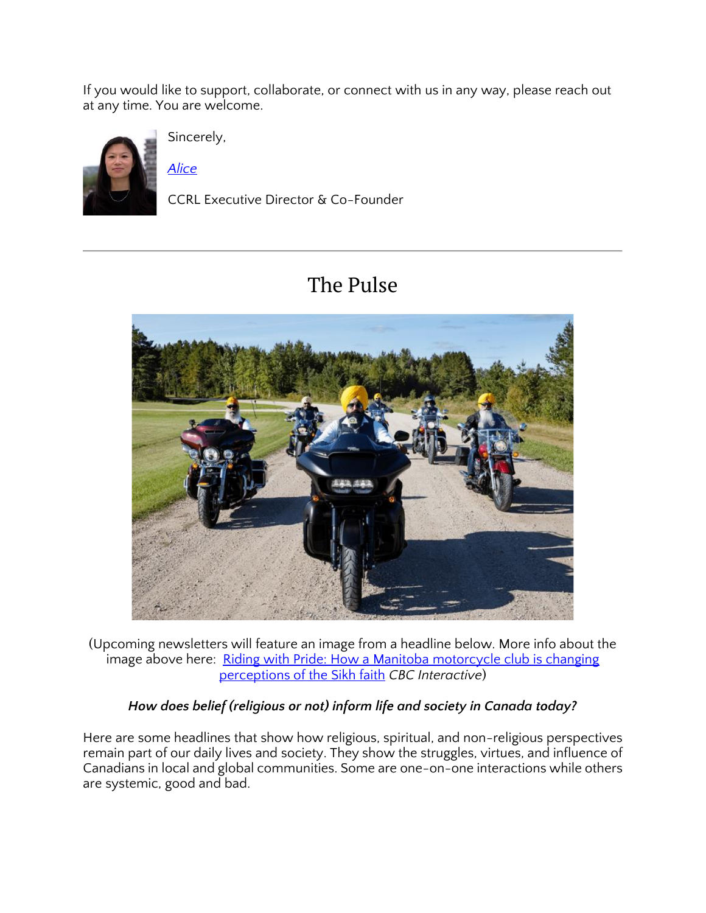If you would like to support, collaborate, or connect with us in any way, please reach out at any time. You are welcome.

Sincerely,

[*Alice*]

CCRL Executive Director & Co-Founder

---

# The Pulse

(Upcoming newsletters will feature an image from a headline below. More info about the image above here: [Riding with Pride: How a Manitoba motorcycle club is changing perceptions of the Sikh faith] *CBC Interactive*)

***How does belief (religious or not) inform life and society in Canada today?***

Here are some headlines that show how religious, spiritual, and non-religious perspectives remain part of our daily lives and society. They show the struggles, virtues, and influence of Canadians in local and global communities. Some are one-on-one interactions while others are systemic, good and bad.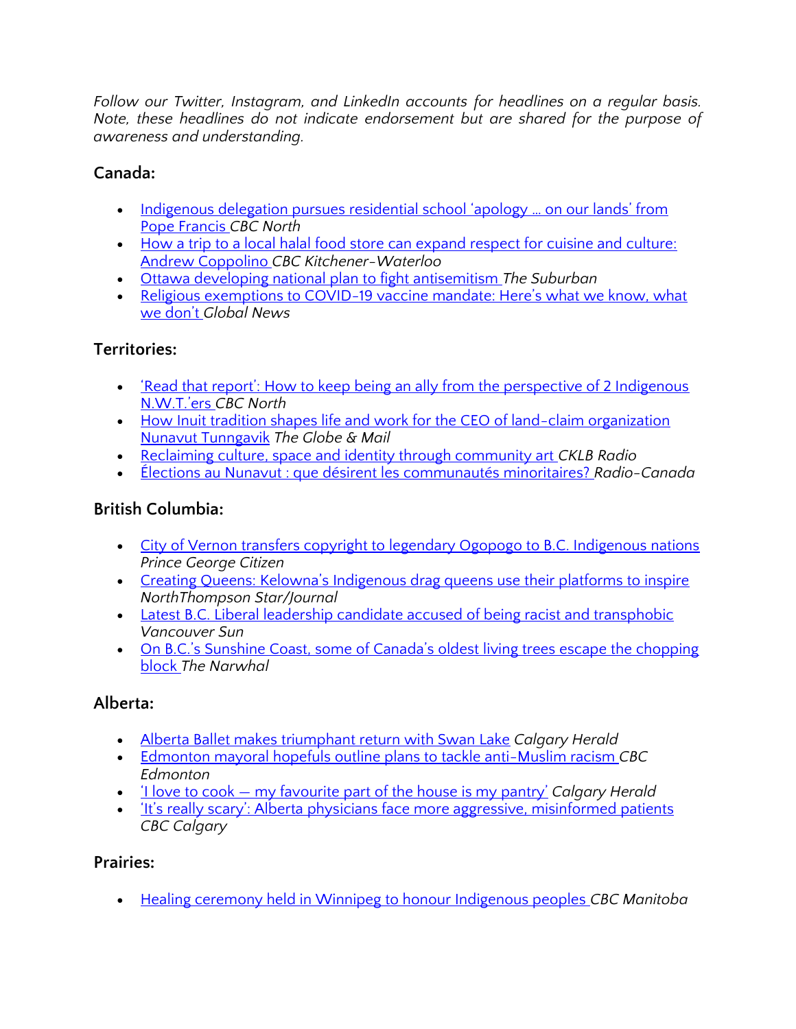*Follow our Twitter, Instagram, and LinkedIn accounts for headlines on a regular basis. Note, these headlines do not indicate endorsement but are shared for the purpose of awareness and understanding.*

## Canada:

- Indigenous delegation pursues residential school 'apology … on our lands' from Pope Francis *CBC North*
- How a trip to a local halal food store can expand respect for cuisine and culture: Andrew Coppolino *CBC Kitchener-Waterloo*
- Ottawa developing national plan to fight antisemitism *The Suburban*
- Religious exemptions to COVID-19 vaccine mandate: Here's what we know, what we don't *Global News*

## Territories:

- 'Read that report': How to keep being an ally from the perspective of 2 Indigenous N.W.T.'ers *CBC North*
- How Inuit tradition shapes life and work for the CEO of land-claim organization Nunavut Tunngavik *The Globe & Mail*
- Reclaiming culture, space and identity through community art *CKLB Radio*
- Élections au Nunavut : que désirent les communautés minoritaires? *Radio-Canada*

## British Columbia:

- City of Vernon transfers copyright to legendary Ogopogo to B.C. Indigenous nations *Prince George Citizen*
- Creating Queens: Kelowna's Indigenous drag queens use their platforms to inspire *NorthThompson Star/Journal*
- Latest B.C. Liberal leadership candidate accused of being racist and transphobic *Vancouver Sun*
- On B.C.'s Sunshine Coast, some of Canada's oldest living trees escape the chopping block *The Narwhal*

## Alberta:

- Alberta Ballet makes triumphant return with Swan Lake *Calgary Herald*
- Edmonton mayoral hopefuls outline plans to tackle anti-Muslim racism *CBC Edmonton*
- 'I love to cook — my favourite part of the house is my pantry' *Calgary Herald*
- 'It's really scary': Alberta physicians face more aggressive, misinformed patients *CBC Calgary*

## Prairies:

- Healing ceremony held in Winnipeg to honour Indigenous peoples *CBC Manitoba*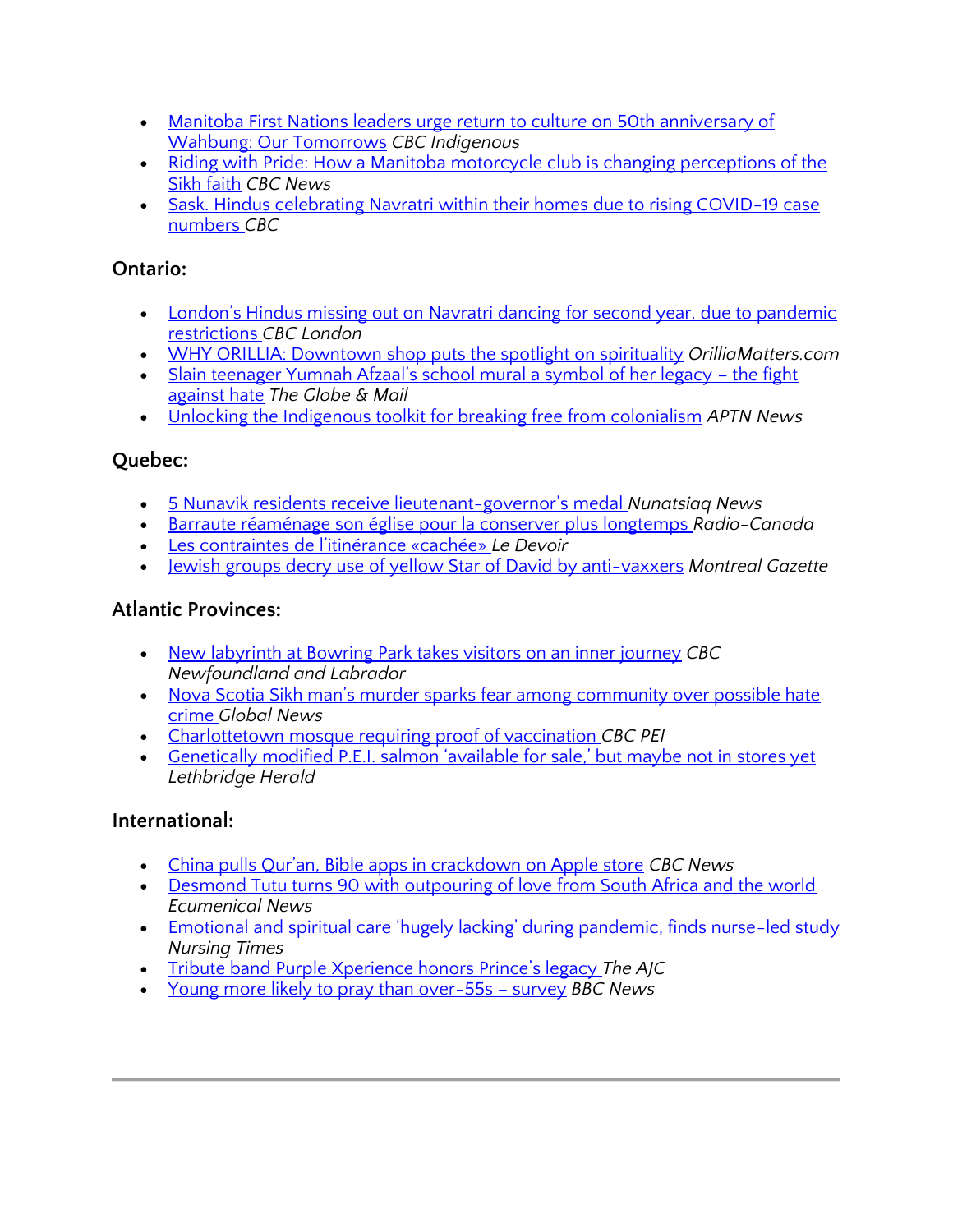- Manitoba First Nations leaders urge return to culture on 50th anniversary of Wahbung: Our Tomorrows *CBC Indigenous*
- Riding with Pride: How a Manitoba motorcycle club is changing perceptions of the Sikh faith *CBC News*
- Sask. Hindus celebrating Navratri within their homes due to rising COVID-19 case numbers *CBC*

### Ontario:

- London's Hindus missing out on Navratri dancing for second year, due to pandemic restrictions *CBC London*
- WHY ORILLIA: Downtown shop puts the spotlight on spirituality *OrilliaMatters.com*
- Slain teenager Yumnah Afzaal's school mural a symbol of her legacy – the fight against hate *The Globe & Mail*
- Unlocking the Indigenous toolkit for breaking free from colonialism *APTN News*

### Quebec:

- 5 Nunavik residents receive lieutenant-governor's medal *Nunatsiaq News*
- Barraute réaménage son église pour la conserver plus longtemps *Radio-Canada*
- Les contraintes de l'itinérance «cachée» *Le Devoir*
- Jewish groups decry use of yellow Star of David by anti-vaxxers *Montreal Gazette*

### Atlantic Provinces:

- New labyrinth at Bowring Park takes visitors on an inner journey *CBC Newfoundland and Labrador*
- Nova Scotia Sikh man's murder sparks fear among community over possible hate crime *Global News*
- Charlottetown mosque requiring proof of vaccination *CBC PEI*
- Genetically modified P.E.I. salmon 'available for sale,' but maybe not in stores yet *Lethbridge Herald*

### International:

- China pulls Qur'an, Bible apps in crackdown on Apple store *CBC News*
- Desmond Tutu turns 90 with outpouring of love from South Africa and the world *Ecumenical News*
- Emotional and spiritual care 'hugely lacking' during pandemic, finds nurse-led study *Nursing Times*
- Tribute band Purple Xperience honors Prince's legacy *The AJC*
- Young more likely to pray than over-55s – survey *BBC News*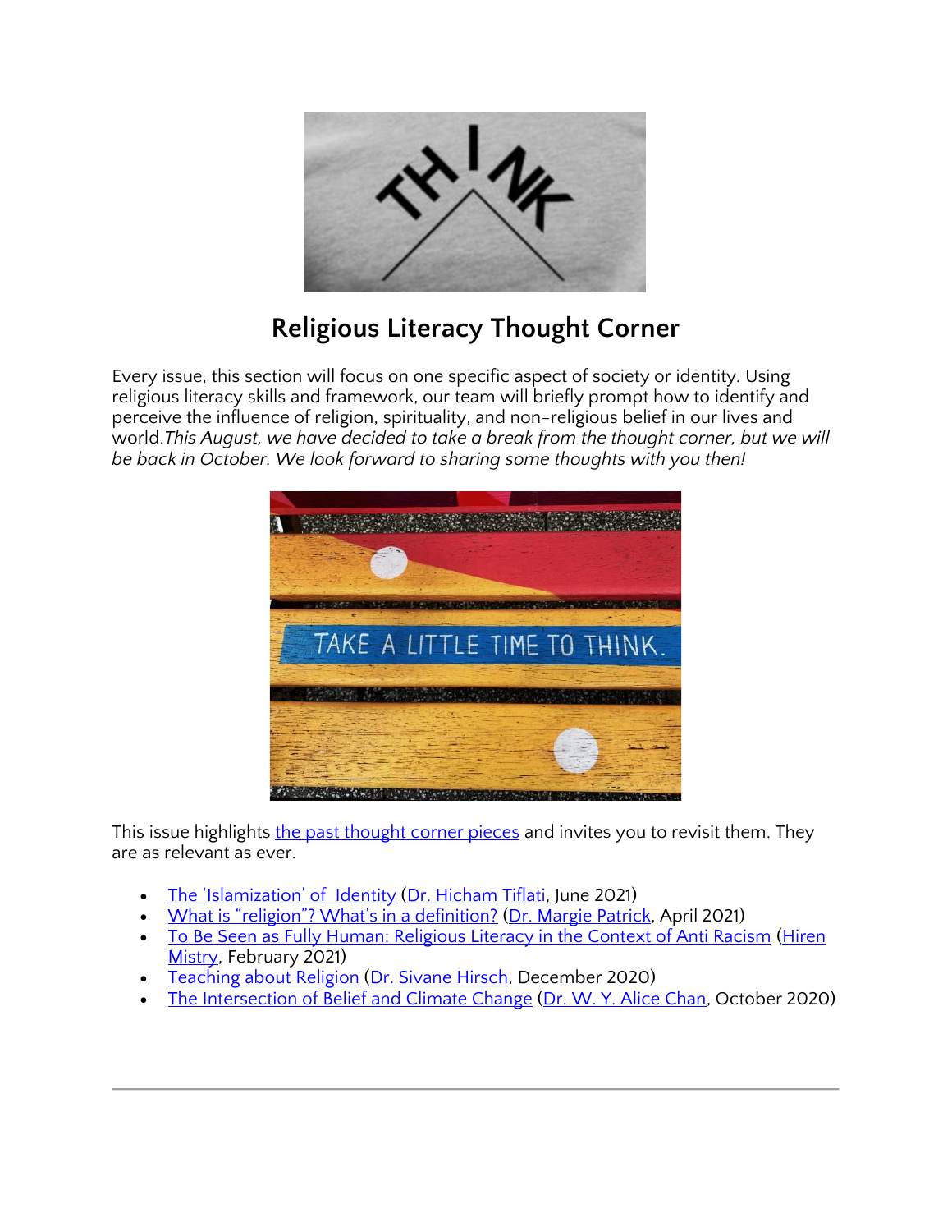## Religious Literacy Thought Corner

Every issue, this section will focus on one specific aspect of society or identity. Using religious literacy skills and framework, our team will briefly prompt how to identify and perceive the influence of religion, spirituality, and non-religious belief in our lives and world.*This August, we have decided to take a break from the thought corner, but we will be back in October. We look forward to sharing some thoughts with you then!*

This issue highlights [the past thought corner pieces]() and invites you to revisit them. They are as relevant as ever.

- [The 'Islamization' of Identity]() ([Dr. Hicham Tiflati](), June 2021)
- [What is "religion"? What's in a definition?]() ([Dr. Margie Patrick](), April 2021)
- [To Be Seen as Fully Human: Religious Literacy in the Context of Anti Racism]() ([Hiren Mistry](), February 2021)
- [Teaching about Religion]() ([Dr. Sivane Hirsch](), December 2020)
- [The Intersection of Belief and Climate Change]() ([Dr. W. Y. Alice Chan](), October 2020)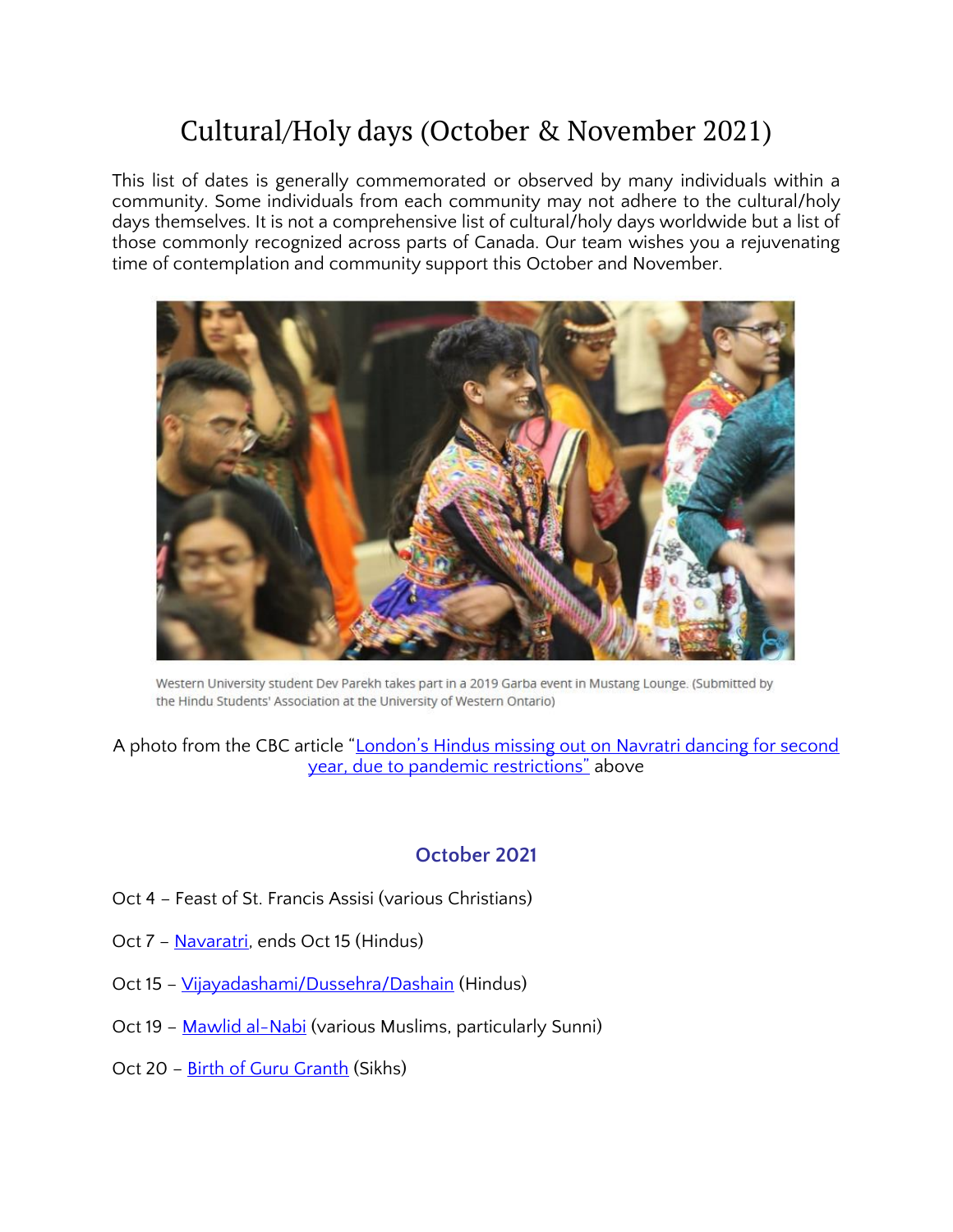# Cultural/Holy days (October & November 2021)

This list of dates is generally commemorated or observed by many individuals within a community. Some individuals from each community may not adhere to the cultural/holy days themselves. It is not a comprehensive list of cultural/holy days worldwide but a list of those commonly recognized across parts of Canada. Our team wishes you a rejuvenating time of contemplation and community support this October and November.

Western University student Dev Parekh takes part in a 2019 Garba event in Mustang Lounge. (Submitted by the Hindu Students' Association at the University of Western Ontario)

A photo from the CBC article "London's Hindus missing out on Navratri dancing for second year, due to pandemic restrictions" above

## October 2021

Oct 4 – Feast of St. Francis Assisi (various Christians)

Oct 7 – Navaratri, ends Oct 15 (Hindus)

Oct 15 – Vijayadashami/Dussehra/Dashain (Hindus)

Oct 19 – Mawlid al-Nabi (various Muslims, particularly Sunni)

Oct 20 – Birth of Guru Granth (Sikhs)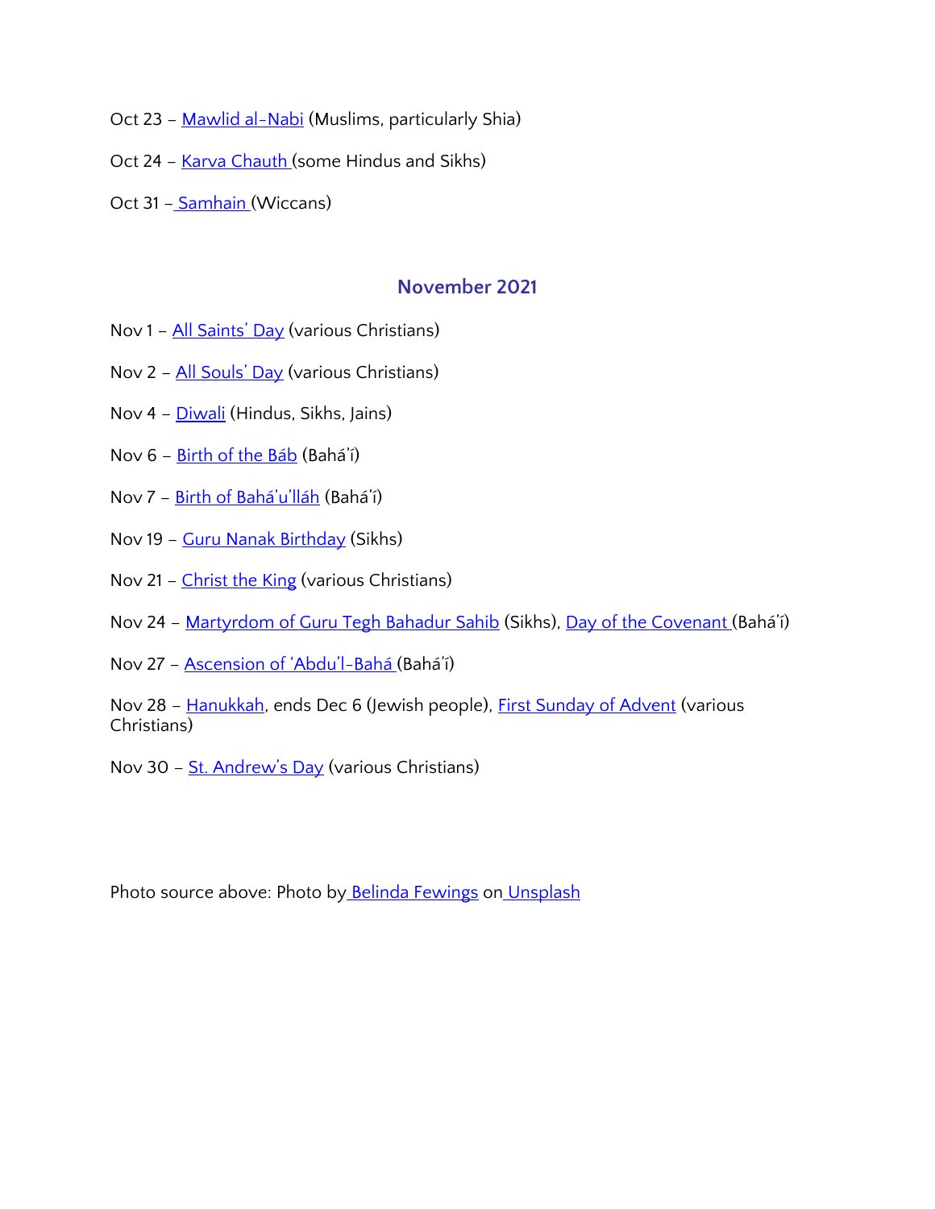Oct 23 – Mawlid al-Nabi (Muslims, particularly Shia)

Oct 24 – Karva Chauth (some Hindus and Sikhs)

Oct 31 – Samhain (Wiccans)

## November 2021

Nov 1 – All Saints' Day (various Christians)

Nov 2 – All Souls' Day (various Christians)

Nov 4 – Diwali (Hindus, Sikhs, Jains)

Nov 6 – Birth of the Báb (Bahá'í)

Nov 7 – Birth of Bahá'u'lláh (Bahá'í)

Nov 19 – Guru Nanak Birthday (Sikhs)

Nov 21 – Christ the King (various Christians)

Nov 24 – Martyrdom of Guru Tegh Bahadur Sahib (Sikhs), Day of the Covenant (Bahá'í)

Nov 27 – Ascension of 'Abdu'l-Bahá (Bahá'í)

Nov 28 – Hanukkah, ends Dec 6 (Jewish people), First Sunday of Advent (various Christians)

Nov 30 – St. Andrew's Day (various Christians)

Photo source above: Photo by Belinda Fewings on Unsplash